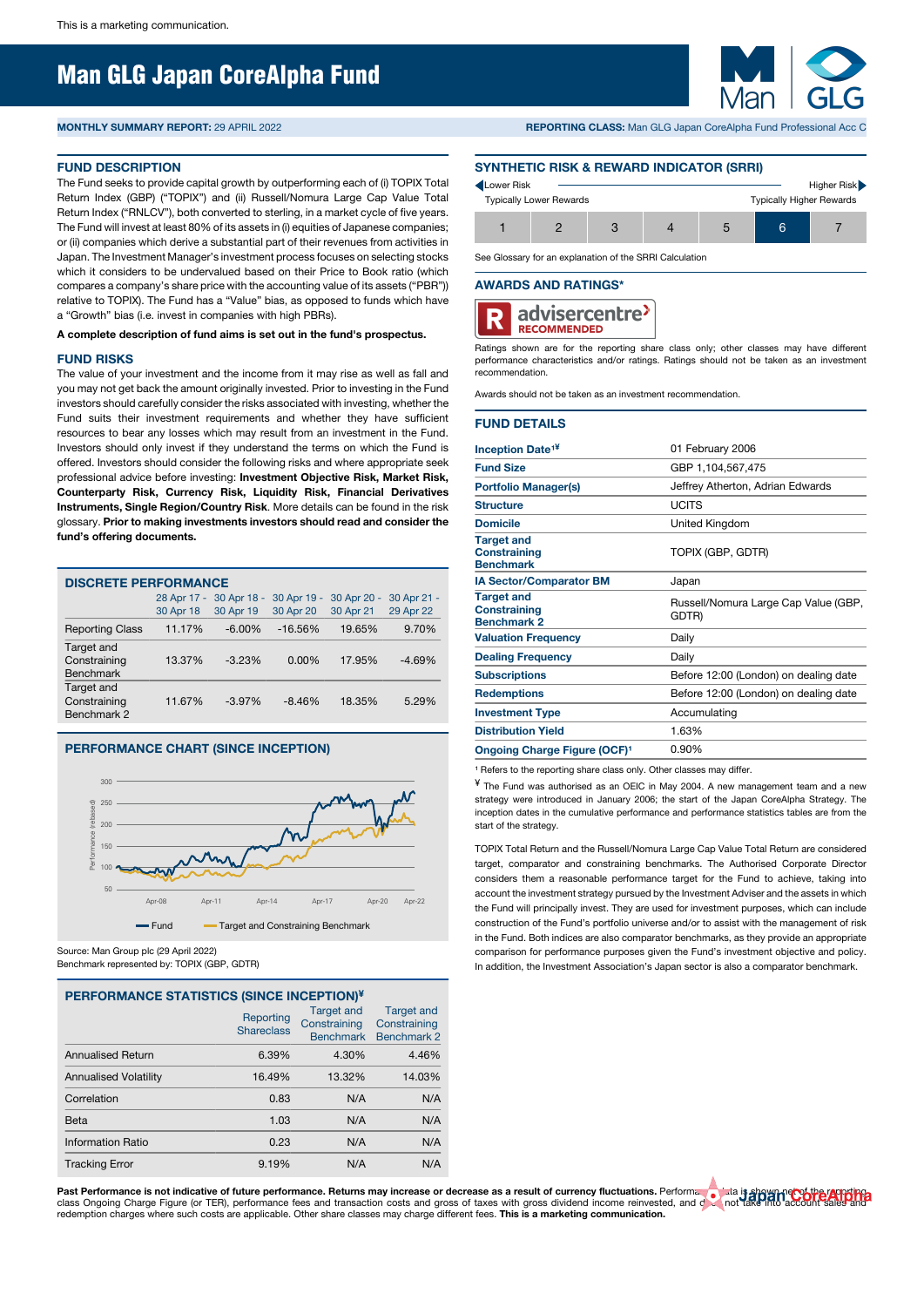This is a marketing communication.

# Man GLG Japan CoreAlpha Fund

**MONTHLY SUMMARY REPORT:** 29 APRIL 2022

**REPORTING CLASS:** Man GLG Japan CoreAlpha Fund Professional Acc C

## FUND DESCRIPTION

The Fund seeks to provide capital growth by outperforming each of (i) TOPIX Total Return Index (GBP) ("TOPIX") and (ii) Russell/Nomura Large Cap Value Total Return Index ("RNLCV"), both converted to sterling, in a market cycle of five years. The Fund will invest at least 80% of its assets in (i) equities of Japanese companies; or (ii) companies which derive a substantial part of their revenues from activities in Japan. The Investment Manager's investment process focuses on selecting stocks which it considers to be undervalued based on their Price to Book ratio (which compares a company's share price with the accounting value of its assets ("PBR")) relative to TOPIX). The Fund has a "Value" bias, as opposed to funds which have a "Growth" bias (i.e. invest in companies with high PBRs).

**A complete description of fund aims is set out in the fund's prospectus.**

## FUND RISKS

The value of your investment and the income from it may rise as well as fall and you may not get back the amount originally invested. Prior to investing in the Fund investors should carefully consider the risks associated with investing, whether the Fund suits their investment requirements and whether they have sufficient resources to bear any losses which may result from an investment in the Fund. Investors should only invest if they understand the terms on which the Fund is offered. Investors should consider the following risks and where appropriate seek professional advice before investing: **Investment Objective Risk, Market Risk, Counterparty Risk, Currency Risk, Liquidity Risk, Financial Derivatives Instruments, Single Region/Country Risk**. More details can be found in the risk glossary. **Prior to making investments investors should read and consider the fund's offering documents.**

## DISCRETE PERFORMANCE

| | 28 Apr 17 - 30 Apr 18 | 30 Apr 18 - 30 Apr 19 | 30 Apr 19 - 30 Apr 20 | 30 Apr 20 - 30 Apr 21 | 30 Apr 21 - 29 Apr 22 |
|---|---|---|---|---|---|
| Reporting Class | 11.17% | -6.00% | -16.56% | 19.65% | 9.70% |
| Target and Constraining Benchmark | 13.37% | -3.23% | 0.00% | 17.95% | -4.69% |
| Target and Constraining Benchmark 2 | 11.67% | -3.97% | -8.46% | 18.35% | 5.29% |

## PERFORMANCE CHART (SINCE INCEPTION)

Source: Man Group plc (29 April 2022)
Benchmark represented by: TOPIX (GBP, GDTR)

## PERFORMANCE STATISTICS (SINCE INCEPTION)¥

| | Reporting Shareclass | Target and Constraining Benchmark | Target and Constraining Benchmark 2 |
|---|---|---|---|
| Annualised Return | 6.39% | 4.30% | 4.46% |
| Annualised Volatility | 16.49% | 13.32% | 14.03% |
| Correlation | 0.83 | N/A | N/A |
| Beta | 1.03 | N/A | N/A |
| Information Ratio | 0.23 | N/A | N/A |
| Tracking Error | 9.19% | N/A | N/A |

## SYNTHETIC RISK & REWARD INDICATOR (SRRI)

Lower Risk — Typically Lower Rewards | Higher Risk — Typically Higher Rewards

| 1 | 2 | 3 | 4 | 5 | **6** | 7 |
|---|---|---|---|---|---|---|

See Glossary for an explanation of the SRRI Calculation

## AWARDS AND RATINGS*

advisercentre RECOMMENDED

Ratings shown are for the reporting share class only; other classes may have different performance characteristics and/or ratings. Ratings should not be taken as an investment recommendation.

Awards should not be taken as an investment recommendation.

## FUND DETAILS

| | |
|---|---|
| Inception Date[1]¥ | 01 February 2006 |
| Fund Size | GBP 1,104,567,475 |
| Portfolio Manager(s) | Jeffrey Atherton, Adrian Edwards |
| Structure | UCITS |
| Domicile | United Kingdom |
| Target and Constraining Benchmark | TOPIX (GBP, GDTR) |
| IA Sector/Comparator BM | Japan |
| Target and Constraining Benchmark 2 | Russell/Nomura Large Cap Value (GBP, GDTR) |
| Valuation Frequency | Daily |
| Dealing Frequency | Daily |
| Subscriptions | Before 12:00 (London) on dealing date |
| Redemptions | Before 12:00 (London) on dealing date |
| Investment Type | Accumulating |
| Distribution Yield | 1.63% |
| Ongoing Charge Figure (OCF)[1] | 0.90% |

[1] Refers to the reporting share class only. Other classes may differ.

¥ The Fund was authorised as an OEIC in May 2004. A new management team and a new strategy were introduced in January 2006; the start of the Japan CoreAlpha Strategy. The inception dates in the cumulative performance and performance statistics tables are from the start of the strategy.

TOPIX Total Return and the Russell/Nomura Large Cap Value Total Return are considered target, comparator and constraining benchmarks. The Authorised Corporate Director considers them a reasonable performance target for the Fund to achieve, taking into account the investment strategy pursued by the Investment Adviser and the assets in which the Fund will principally invest. They are used for investment purposes, which can include construction of the Fund's portfolio universe and/or to assist with the management of risk in the Fund. Both indices are also comparator benchmarks, as they provide an appropriate comparison for performance purposes given the Fund's investment objective and policy. In addition, the Investment Association's Japan sector is also a comparator benchmark.

**Past Performance is not indicative of future performance. Returns may increase or decrease as a result of currency fluctuations.** Performance data is shown net of the reporting class Ongoing Charge Figure (or TER), performance fees and transaction costs and gross of taxes with gross dividend income reinvested, and do not take into account sales and redemption charges where such costs are applicable. Other share classes may charge different fees. **This is a marketing communication.**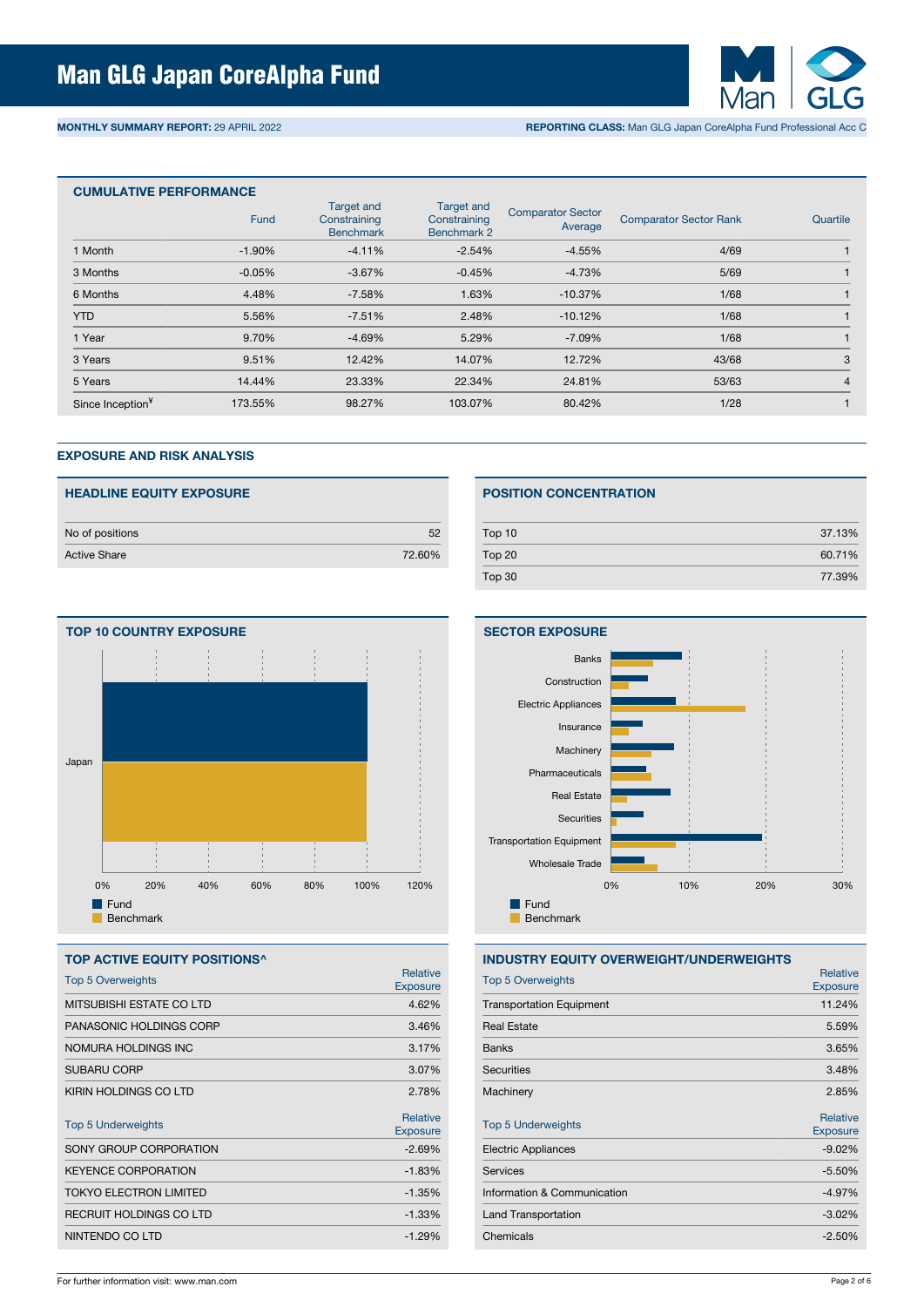# Man GLG Japan CoreAlpha Fund

**MONTHLY SUMMARY REPORT:** 29 APRIL 2022 **REPORTING CLASS:** Man GLG Japan CoreAlpha Fund Professional Acc C

## CUMULATIVE PERFORMANCE

| | Fund | Target and Constraining Benchmark | Target and Constraining Benchmark 2 | Comparator Sector Average | Comparator Sector Rank | Quartile |
|---|---|---|---|---|---|---|
| 1 Month | -1.90% | -4.11% | -2.54% | -4.55% | 4/69 | 1 |
| 3 Months | -0.05% | -3.67% | -0.45% | -4.73% | 5/69 | 1 |
| 6 Months | 4.48% | -7.58% | 1.63% | -10.37% | 1/68 | 1 |
| YTD | 5.56% | -7.51% | 2.48% | -10.12% | 1/68 | 1 |
| 1 Year | 9.70% | -4.69% | 5.29% | -7.09% | 1/68 | 1 |
| 3 Years | 9.51% | 12.42% | 14.07% | 12.72% | 43/68 | 3 |
| 5 Years | 14.44% | 23.33% | 22.34% | 24.81% | 53/63 | 4 |
| Since Inception[¥] | 173.55% | 98.27% | 103.07% | 80.42% | 1/28 | 1 |

## EXPOSURE AND RISK ANALYSIS

### HEADLINE EQUITY EXPOSURE

| | |
|---|---|
| No of positions | 52 |
| Active Share | 72.60% |

### POSITION CONCENTRATION

| | |
|---|---|
| Top 10 | 37.13% |
| Top 20 | 60.71% |
| Top 30 | 77.39% |

### TOP 10 COUNTRY EXPOSURE

Japan

0% 20% 40% 60% 80% 100% 120%

Fund
Benchmark

### SECTOR EXPOSURE

Banks
Construction
Electric Appliances
Insurance
Machinery
Pharmaceuticals
Real Estate
Securities
Transportation Equipment
Wholesale Trade

0% 10% 20% 30%

Fund
Benchmark

### TOP ACTIVE EQUITY POSITIONS^

| Top 5 Overweights | Relative Exposure |
|---|---|
| MITSUBISHI ESTATE CO LTD | 4.62% |
| PANASONIC HOLDINGS CORP | 3.46% |
| NOMURA HOLDINGS INC | 3.17% |
| SUBARU CORP | 3.07% |
| KIRIN HOLDINGS CO LTD | 2.78% |

| Top 5 Underweights | Relative Exposure |
|---|---|
| SONY GROUP CORPORATION | -2.69% |
| KEYENCE CORPORATION | -1.83% |
| TOKYO ELECTRON LIMITED | -1.35% |
| RECRUIT HOLDINGS CO LTD | -1.33% |
| NINTENDO CO LTD | -1.29% |

### INDUSTRY EQUITY OVERWEIGHT/UNDERWEIGHTS

| Top 5 Overweights | Relative Exposure |
|---|---|
| Transportation Equipment | 11.24% |
| Real Estate | 5.59% |
| Banks | 3.65% |
| Securities | 3.48% |
| Machinery | 2.85% |

| Top 5 Underweights | Relative Exposure |
|---|---|
| Electric Appliances | -9.02% |
| Services | -5.50% |
| Information & Communication | -4.97% |
| Land Transportation | -3.02% |
| Chemicals | -2.50% |

For further information visit: www.man.com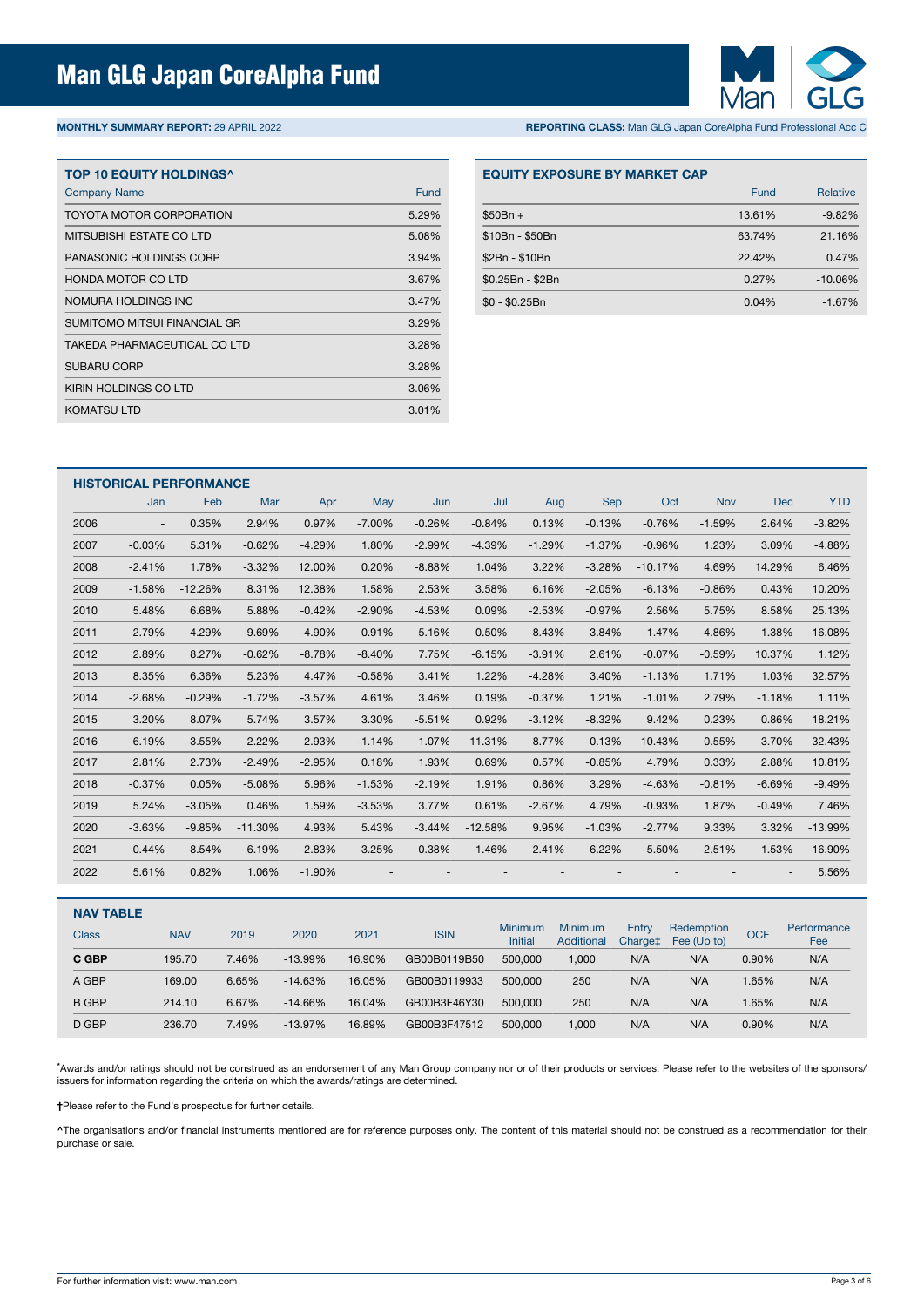# Man GLG Japan CoreAlpha Fund

**MONTHLY SUMMARY REPORT:** 29 APRIL 2022

**REPORTING CLASS:** Man GLG Japan CoreAlpha Fund Professional Acc C

## TOP 10 EQUITY HOLDINGS^

| Company Name | Fund |
|---|---|
| TOYOTA MOTOR CORPORATION | 5.29% |
| MITSUBISHI ESTATE CO LTD | 5.08% |
| PANASONIC HOLDINGS CORP | 3.94% |
| HONDA MOTOR CO LTD | 3.67% |
| NOMURA HOLDINGS INC | 3.47% |
| SUMITOMO MITSUI FINANCIAL GR | 3.29% |
| TAKEDA PHARMACEUTICAL CO LTD | 3.28% |
| SUBARU CORP | 3.28% |
| KIRIN HOLDINGS CO LTD | 3.06% |
| KOMATSU LTD | 3.01% |

## EQUITY EXPOSURE BY MARKET CAP

| | Fund | Relative |
|---|---|---|
| $50Bn + | 13.61% | -9.82% |
| $10Bn - $50Bn | 63.74% | 21.16% |
| $2Bn - $10Bn | 22.42% | 0.47% |
| $0.25Bn - $2Bn | 0.27% | -10.06% |
| $0 - $0.25Bn | 0.04% | -1.67% |

## HISTORICAL PERFORMANCE

| | Jan | Feb | Mar | Apr | May | Jun | Jul | Aug | Sep | Oct | Nov | Dec | YTD |
|---|---|---|---|---|---|---|---|---|---|---|---|---|---|
| 2006 | - | 0.35% | 2.94% | 0.97% | -7.00% | -0.26% | -0.84% | 0.13% | -0.13% | -0.76% | -1.59% | 2.64% | -3.82% |
| 2007 | -0.03% | 5.31% | -0.62% | -4.29% | 1.80% | -2.99% | -4.39% | -1.29% | -1.37% | -0.96% | 1.23% | 3.09% | -4.88% |
| 2008 | -2.41% | 1.78% | -3.32% | 12.00% | 0.20% | -8.88% | 1.04% | 3.22% | -3.28% | -10.17% | 4.69% | 14.29% | 6.46% |
| 2009 | -1.58% | -12.26% | 8.31% | 12.38% | 1.58% | 2.53% | 3.58% | 6.16% | -2.05% | -6.13% | -0.86% | 0.43% | 10.20% |
| 2010 | 5.48% | 6.68% | 5.88% | -0.42% | -2.90% | -4.53% | 0.09% | -2.53% | -0.97% | 2.56% | 5.75% | 8.58% | 25.13% |
| 2011 | -2.79% | 4.29% | -9.69% | -4.90% | 0.91% | 5.16% | 0.50% | -8.43% | 3.84% | -1.47% | -4.86% | 1.38% | -16.08% |
| 2012 | 2.89% | 8.27% | -0.62% | -8.78% | -8.40% | 7.75% | -6.15% | -3.91% | 2.61% | -0.07% | -0.59% | 10.37% | 1.12% |
| 2013 | 8.35% | 6.36% | 5.23% | 4.47% | -0.58% | 3.41% | 1.22% | -4.28% | 3.40% | -1.13% | 1.71% | 1.03% | 32.57% |
| 2014 | -2.68% | -0.29% | -1.72% | -3.57% | 4.61% | 3.46% | 0.19% | -0.37% | 1.21% | -1.01% | 2.79% | -1.18% | 1.11% |
| 2015 | 3.20% | 8.07% | 5.74% | 3.57% | 3.30% | -5.51% | 0.92% | -3.12% | -8.32% | 9.42% | 0.23% | 0.86% | 18.21% |
| 2016 | -6.19% | -3.55% | 2.22% | 2.93% | -1.14% | 1.07% | 11.31% | 8.77% | -0.13% | 10.43% | 0.55% | 3.70% | 32.43% |
| 2017 | 2.81% | 2.73% | -2.49% | -2.95% | 0.18% | 1.93% | 0.69% | 0.57% | -0.85% | 4.79% | 0.33% | 2.88% | 10.81% |
| 2018 | -0.37% | 0.05% | -5.08% | 5.96% | -1.53% | -2.19% | 1.91% | 0.86% | 3.29% | -4.63% | -0.81% | -6.69% | -9.49% |
| 2019 | 5.24% | -3.05% | 0.46% | 1.59% | -3.53% | 3.77% | 0.61% | -2.67% | 4.79% | -0.93% | 1.87% | -0.49% | 7.46% |
| 2020 | -3.63% | -9.85% | -11.30% | 4.93% | 5.43% | -3.44% | -12.58% | 9.95% | -1.03% | -2.77% | 9.33% | 3.32% | -13.99% |
| 2021 | 0.44% | 8.54% | 6.19% | -2.83% | 3.25% | 0.38% | -1.46% | 2.41% | 6.22% | -5.50% | -2.51% | 1.53% | 16.90% |
| 2022 | 5.61% | 0.82% | 1.06% | -1.90% | - | - | - | - | - | - | - | - | 5.56% |

## NAV TABLE

| Class | NAV | 2019 | 2020 | 2021 | ISIN | Minimum Initial | Minimum Additional | Entry Charge‡ | Redemption Fee (Up to) | OCF | Performance Fee |
|---|---|---|---|---|---|---|---|---|---|---|---|
| **C GBP** | 195.70 | 7.46% | -13.99% | 16.90% | GB00B0119B50 | 500,000 | 1,000 | N/A | N/A | 0.90% | N/A |
| A GBP | 169.00 | 6.65% | -14.63% | 16.05% | GB00B0119933 | 500,000 | 250 | N/A | N/A | 1.65% | N/A |
| B GBP | 214.10 | 6.67% | -14.66% | 16.04% | GB00B3F46Y30 | 500,000 | 250 | N/A | N/A | 1.65% | N/A |
| D GBP | 236.70 | 7.49% | -13.97% | 16.89% | GB00B3F47512 | 500,000 | 1,000 | N/A | N/A | 0.90% | N/A |

*Awards and/or ratings should not be construed as an endorsement of any Man Group company nor or of their products or services. Please refer to the websites of the sponsors/issuers for information regarding the criteria on which the awards/ratings are determined.

†Please refer to the Fund's prospectus for further details.

^The organisations and/or financial instruments mentioned are for reference purposes only. The content of this material should not be construed as a recommendation for their purchase or sale.

For further information visit: www.man.com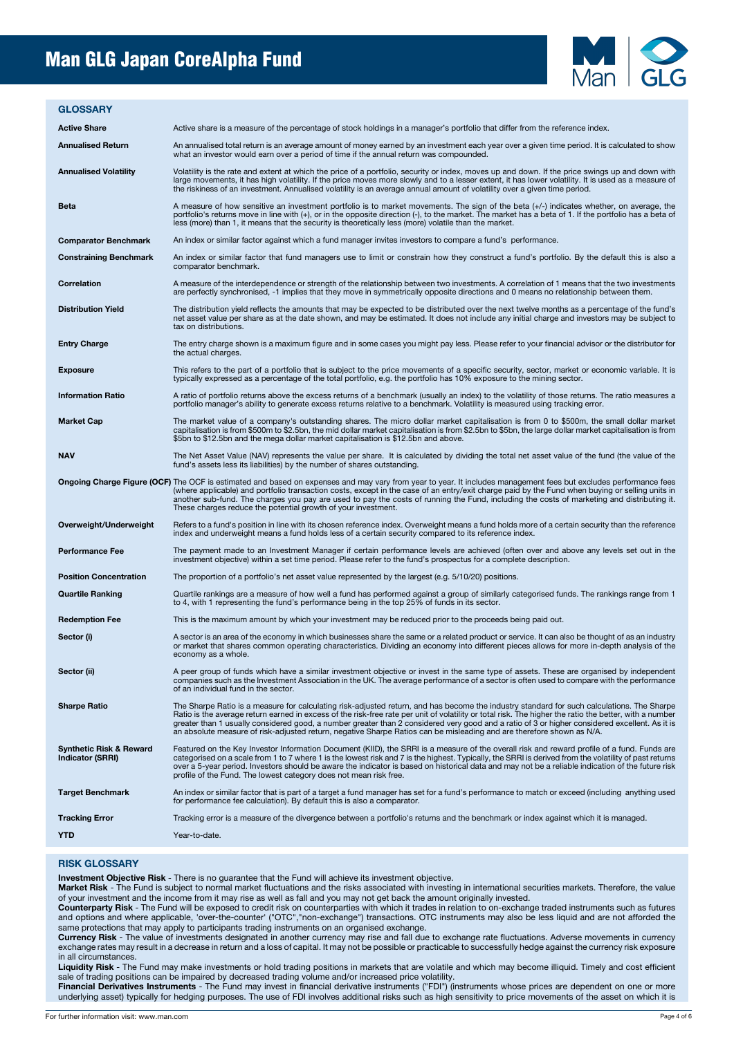# Man GLG Japan CoreAlpha Fund

## GLOSSARY

| | |
|---|---|
| **Active Share** | Active share is a measure of the percentage of stock holdings in a manager's portfolio that differ from the reference index. |
| **Annualised Return** | An annualised total return is an average amount of money earned by an investment each year over a given time period. It is calculated to show what an investor would earn over a period of time if the annual return was compounded. |
| **Annualised Volatility** | Volatility is the rate and extent at which the price of a portfolio, security or index, moves up and down. If the price swings up and down with large movements, it has high volatility. If the price moves more slowly and to a lesser extent, it has lower volatility. It is used as a measure of the riskiness of an investment. Annualised volatility is an average annual amount of volatility over a given time period. |
| **Beta** | A measure of how sensitive an investment portfolio is to market movements. The sign of the beta (+/-) indicates whether, on average, the portfolio's returns move in line with (+), or in the opposite direction (-), to the market. The market has a beta of 1. If the portfolio has a beta of less (more) than 1, it means that the security is theoretically less (more) volatile than the market. |
| **Comparator Benchmark** | An index or similar factor against which a fund manager invites investors to compare a fund's performance. |
| **Constraining Benchmark** | An index or similar factor that fund managers use to limit or constrain how they construct a fund's portfolio. By the default this is also a comparator benchmark. |
| **Correlation** | A measure of the interdependence or strength of the relationship between two investments. A correlation of 1 means that the two investments are perfectly synchronised, -1 implies that they move in symmetrically opposite directions and 0 means no relationship between them. |
| **Distribution Yield** | The distribution yield reflects the amounts that may be expected to be distributed over the next twelve months as a percentage of the fund's net asset value per share as at the date shown, and may be estimated. It does not include any initial charge and investors may be subject to tax on distributions. |
| **Entry Charge** | The entry charge shown is a maximum figure and in some cases you might pay less. Please refer to your financial advisor or the distributor for the actual charges. |
| **Exposure** | This refers to the part of a portfolio that is subject to the price movements of a specific security, sector, market or economic variable. It is typically expressed as a percentage of the total portfolio, e.g. the portfolio has 10% exposure to the mining sector. |
| **Information Ratio** | A ratio of portfolio returns above the excess returns of a benchmark (usually an index) to the volatility of those returns. The ratio measures a portfolio manager's ability to generate excess returns relative to a benchmark. Volatility is measured using tracking error. |
| **Market Cap** | The market value of a company's outstanding shares. The micro dollar market capitalisation is from 0 to $500m, the small dollar market capitalisation is from $500m to $2.5bn, the mid dollar market capitalisation is from $2.5bn to $5bn, the large dollar market capitalisation is from $5bn to $12.5bn and the mega dollar market capitalisation is $12.5bn and above. |
| **NAV** | The Net Asset Value (NAV) represents the value per share. It is calculated by dividing the total net asset value of the fund (the value of the fund's assets less its liabilities) by the number of shares outstanding. |
| **Ongoing Charge Figure (OCF)** | The OCF is estimated and based on expenses and may vary from year to year. It includes management fees but excludes performance fees (where applicable) and portfolio transaction costs, except in the case of an entry/exit charge paid by the Fund when buying or selling units in another sub-fund. The charges you pay are used to pay the costs of running the Fund, including the costs of marketing and distributing it. These charges reduce the potential growth of your investment. |
| **Overweight/Underweight** | Refers to a fund's position in line with its chosen reference index. Overweight means a fund holds more of a certain security than the reference index and underweight means a fund holds less of a certain security compared to its reference index. |
| **Performance Fee** | The payment made to an Investment Manager if certain performance levels are achieved (often over and above any levels set out in the investment objective) within a set time period. Please refer to the fund's prospectus for a complete description. |
| **Position Concentration** | The proportion of a portfolio's net asset value represented by the largest (e.g. 5/10/20) positions. |
| **Quartile Ranking** | Quartile rankings are a measure of how well a fund has performed against a group of similarly categorised funds. The rankings range from 1 to 4, with 1 representing the fund's performance being in the top 25% of funds in its sector. |
| **Redemption Fee** | This is the maximum amount by which your investment may be reduced prior to the proceeds being paid out. |
| **Sector (i)** | A sector is an area of the economy in which businesses share the same or a related product or service. It can also be thought of as an industry or market that shares common operating characteristics. Dividing an economy into different pieces allows for more in-depth analysis of the economy as a whole. |
| **Sector (ii)** | A peer group of funds which have a similar investment objective or invest in the same type of assets. These are organised by independent companies such as the Investment Association in the UK. The average performance of a sector is often used to compare with the performance of an individual fund in the sector. |
| **Sharpe Ratio** | The Sharpe Ratio is a measure for calculating risk-adjusted return, and has become the industry standard for such calculations. The Sharpe Ratio is the average return earned in excess of the risk-free rate per unit of volatility or total risk. The higher the ratio the better, with a number greater than 1 usually considered good, a number greater than 2 considered very good and a ratio of 3 or higher considered excellent. As it is an absolute measure of risk-adjusted return, negative Sharpe Ratios can be misleading and are therefore shown as N/A. |
| **Synthetic Risk & Reward Indicator (SRRI)** | Featured on the Key Investor Information Document (KIID), the SRRI is a measure of the overall risk and reward profile of a fund. Funds are categorised on a scale from 1 to 7 where 1 is the lowest risk and 7 is the highest. Typically, the SRRI is derived from the volatility of past returns over a 5-year period. Investors should be aware the indicator is based on historical data and may not be a reliable indication of the future risk profile of the Fund. The lowest category does not mean risk free. |
| **Target Benchmark** | An index or similar factor that is part of a target a fund manager has set for a fund's performance to match or exceed (including anything used for performance fee calculation). By default this is also a comparator. |
| **Tracking Error** | Tracking error is a measure of the divergence between a portfolio's returns and the benchmark or index against which it is managed. |
| **YTD** | Year-to-date. |

## RISK GLOSSARY

**Investment Objective Risk** - There is no guarantee that the Fund will achieve its investment objective.

**Market Risk** - The Fund is subject to normal market fluctuations and the risks associated with investing in international securities markets. Therefore, the value of your investment and the income from it may rise as well as fall and you may not get back the amount originally invested.

**Counterparty Risk** - The Fund will be exposed to credit risk on counterparties with which it trades in relation to on-exchange traded instruments such as futures and options and where applicable, 'over-the-counter' ("OTC","non-exchange") transactions. OTC instruments may also be less liquid and are not afforded the same protections that may apply to participants trading instruments on an organised exchange.

**Currency Risk** - The value of investments designated in another currency may rise and fall due to exchange rate fluctuations. Adverse movements in currency exchange rates may result in a decrease in return and a loss of capital. It may not be possible or practicable to successfully hedge against the currency risk exposure in all circumstances.

**Liquidity Risk** - The Fund may make investments or hold trading positions in markets that are volatile and which may become illiquid. Timely and cost efficient sale of trading positions can be impaired by decreased trading volume and/or increased price volatility.

**Financial Derivatives Instruments** - The Fund may invest in financial derivative instruments ("FDI") (instruments whose prices are dependent on one or more underlying asset) typically for hedging purposes. The use of FDI involves additional risks such as high sensitivity to price movements of the asset on which it is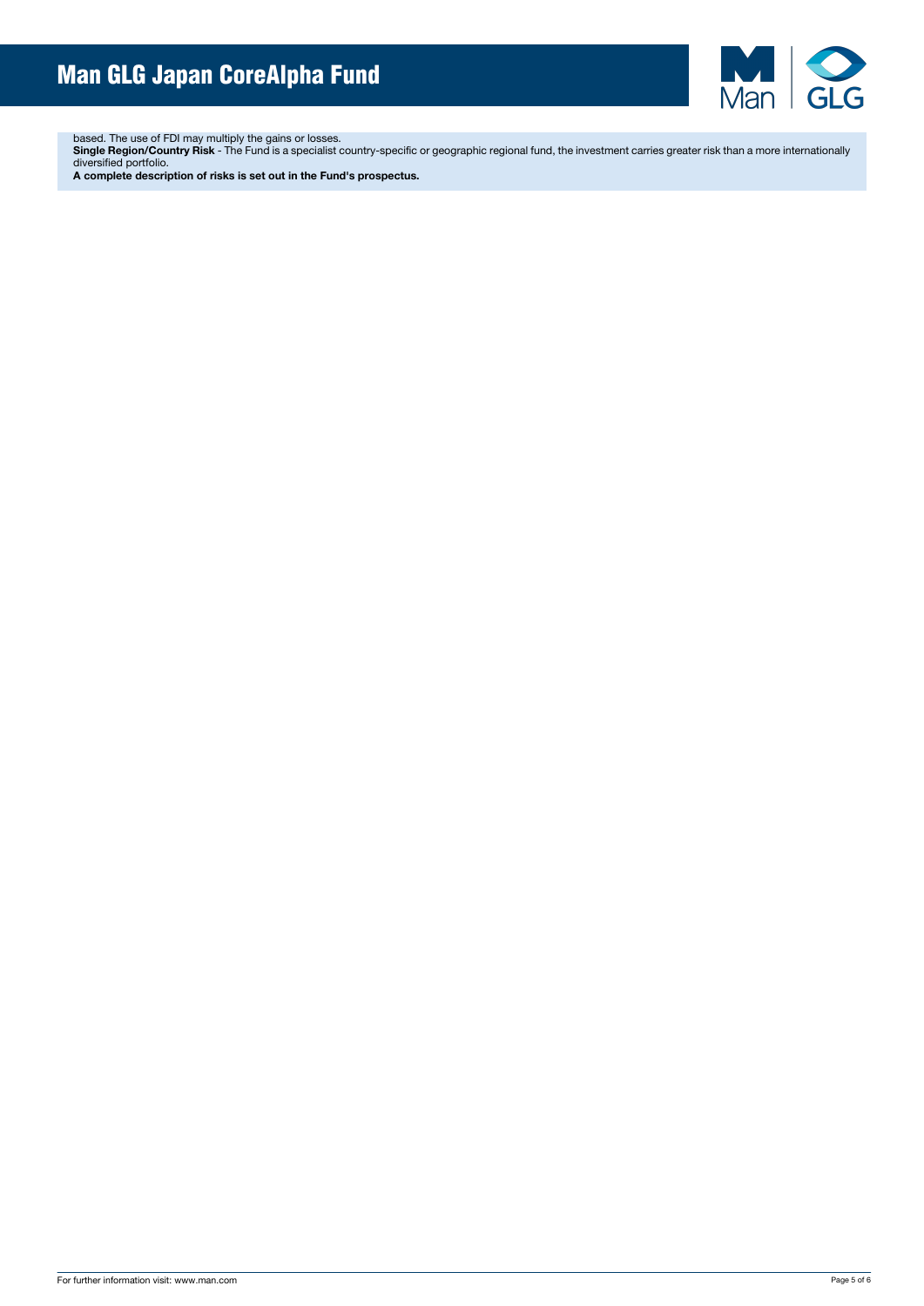based. The use of FDI may multiply the gains or losses.

**Single Region/Country Risk** - The Fund is a specialist country-specific or geographic regional fund, the investment carries greater risk than a more internationally diversified portfolio.

**A complete description of risks is set out in the Fund's prospectus.**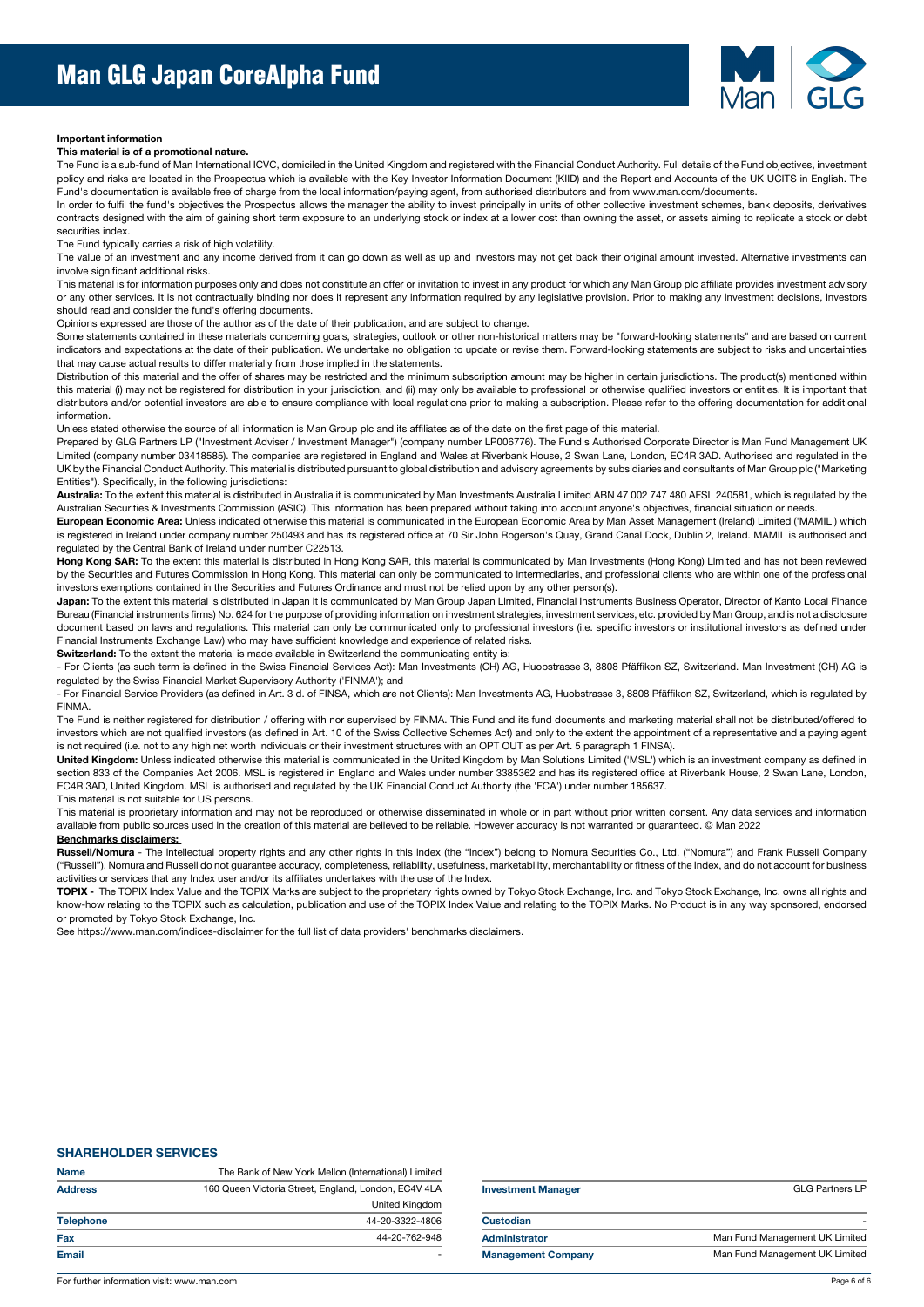# Man GLG Japan CoreAlpha Fund

**Important information**

**This material is of a promotional nature.**

The Fund is a sub-fund of Man International ICVC, domiciled in the United Kingdom and registered with the Financial Conduct Authority. Full details of the Fund objectives, investment policy and risks are located in the Prospectus which is available with the Key Investor Information Document (KIID) and the Report and Accounts of the UK UCITS in English. The Fund's documentation is available free of charge from the local information/paying agent, from authorised distributors and from www.man.com/documents.

In order to fulfil the fund's objectives the Prospectus allows the manager the ability to invest principally in units of other collective investment schemes, bank deposits, derivatives contracts designed with the aim of gaining short term exposure to an underlying stock or index at a lower cost than owning the asset, or assets aiming to replicate a stock or debt securities index.

The Fund typically carries a risk of high volatility.

The value of an investment and any income derived from it can go down as well as up and investors may not get back their original amount invested. Alternative investments can involve significant additional risks.

This material is for information purposes only and does not constitute an offer or invitation to invest in any product for which any Man Group plc affiliate provides investment advisory or any other services. It is not contractually binding nor does it represent any information required by any legislative provision. Prior to making any investment decisions, investors should read and consider the fund's offering documents.

Opinions expressed are those of the author as of the date of their publication, and are subject to change.

Some statements contained in these materials concerning goals, strategies, outlook or other non-historical matters may be "forward-looking statements" and are based on current indicators and expectations at the date of their publication. We undertake no obligation to update or revise them. Forward-looking statements are subject to risks and uncertainties that may cause actual results to differ materially from those implied in the statements.

Distribution of this material and the offer of shares may be restricted and the minimum subscription amount may be higher in certain jurisdictions. The product(s) mentioned within this material (i) may not be registered for distribution in your jurisdiction, and (ii) may only be available to professional or otherwise qualified investors or entities. It is important that distributors and/or potential investors are able to ensure compliance with local regulations prior to making a subscription. Please refer to the offering documentation for additional information.

Unless stated otherwise the source of all information is Man Group plc and its affiliates as of the date on the first page of this material.

Prepared by GLG Partners LP ("Investment Adviser / Investment Manager") (company number LP006776). The Fund's Authorised Corporate Director is Man Fund Management UK Limited (company number 03418585). The companies are registered in England and Wales at Riverbank House, 2 Swan Lane, London, EC4R 3AD. Authorised and regulated in the UK by the Financial Conduct Authority. This material is distributed pursuant to global distribution and advisory agreements by subsidiaries and consultants of Man Group plc ("Marketing Entities"). Specifically, in the following jurisdictions:

**Australia:** To the extent this material is distributed in Australia it is communicated by Man Investments Australia Limited ABN 47 002 747 480 AFSL 240581, which is regulated by the Australian Securities & Investments Commission (ASIC). This information has been prepared without taking into account anyone's objectives, financial situation or needs.

**European Economic Area:** Unless indicated otherwise this material is communicated in the European Economic Area by Man Asset Management (Ireland) Limited ('MAMIL') which is registered in Ireland under company number 250493 and has its registered office at 70 Sir John Rogerson's Quay, Grand Canal Dock, Dublin 2, Ireland. MAMIL is authorised and regulated by the Central Bank of Ireland under number C22513.

**Hong Kong SAR:** To the extent this material is distributed in Hong Kong SAR, this material is communicated by Man Investments (Hong Kong) Limited and has not been reviewed by the Securities and Futures Commission in Hong Kong. This material can only be communicated to intermediaries, and professional clients who are within one of the professional investors exemptions contained in the Securities and Futures Ordinance and must not be relied upon by any other person(s).

**Japan:** To the extent this material is distributed in Japan it is communicated by Man Group Japan Limited, Financial Instruments Business Operator, Director of Kanto Local Finance Bureau (Financial instruments firms) No. 624 for the purpose of providing information on investment strategies, investment services, etc. provided by Man Group, and is not a disclosure document based on laws and regulations. This material can only be communicated only to professional investors (i.e. specific investors or institutional investors as defined under Financial Instruments Exchange Law) who may have sufficient knowledge and experience of related risks.

**Switzerland:** To the extent the material is made available in Switzerland the communicating entity is:

- For Clients (as such term is defined in the Swiss Financial Services Act): Man Investments (CH) AG, Huobstrasse 3, 8808 Pfäffikon SZ, Switzerland. Man Investment (CH) AG is regulated by the Swiss Financial Market Supervisory Authority ('FINMA'); and
- For Financial Service Providers (as defined in Art. 3 d. of FINSA, which are not Clients): Man Investments AG, Huobstrasse 3, 8808 Pfäffikon SZ, Switzerland, which is regulated by FINMA.

The Fund is neither registered for distribution / offering with nor supervised by FINMA. This Fund and its fund documents and marketing material shall not be distributed/offered to investors which are not qualified investors (as defined in Art. 10 of the Swiss Collective Schemes Act) and only to the extent the appointment of a representative and a paying agent is not required (i.e. not to any high net worth individuals or their investment structures with an OPT OUT as per Art. 5 paragraph 1 FINSA).

**United Kingdom:** Unless indicated otherwise this material is communicated in the United Kingdom by Man Solutions Limited ('MSL') which is an investment company as defined in section 833 of the Companies Act 2006. MSL is registered in England and Wales under number 3385362 and has its registered office at Riverbank House, 2 Swan Lane, London, EC4R 3AD, United Kingdom. MSL is authorised and regulated by the UK Financial Conduct Authority (the 'FCA') under number 185637.

This material is not suitable for US persons.

This material is proprietary information and may not be reproduced or otherwise disseminated in whole or in part without prior written consent. Any data services and information available from public sources used in the creation of this material are believed to be reliable. However accuracy is not warranted or guaranteed. © Man 2022

**Benchmarks disclaimers:**

**Russell/Nomura** - The intellectual property rights and any other rights in this index (the "Index") belong to Nomura Securities Co., Ltd. ("Nomura") and Frank Russell Company ("Russell"). Nomura and Russell do not guarantee accuracy, completeness, reliability, usefulness, marketability, merchantability or fitness of the Index, and do not account for business activities or services that any Index user and/or its affiliates undertakes with the use of the Index.

**TOPIX** - The TOPIX Index Value and the TOPIX Marks are subject to the proprietary rights owned by Tokyo Stock Exchange, Inc. and Tokyo Stock Exchange, Inc. owns all rights and know-how relating to the TOPIX such as calculation, publication and use of the TOPIX Index Value and relating to the TOPIX Marks. No Product is in any way sponsored, endorsed or promoted by Tokyo Stock Exchange, Inc.

See https://www.man.com/indices-disclaimer for the full list of data providers' benchmarks disclaimers.

## SHAREHOLDER SERVICES

| | |
|---|---|
| **Name** | The Bank of New York Mellon (International) Limited |
| **Address** | 160 Queen Victoria Street, England, London, EC4V 4LA United Kingdom |
| **Telephone** | 44-20-3322-4806 |
| **Fax** | 44-20-762-948 |
| **Email** | - |

| | |
|---|---|
| **Investment Manager** | GLG Partners LP |
| **Custodian** | - |
| **Administrator** | Man Fund Management UK Limited |
| **Management Company** | Man Fund Management UK Limited |

For further information visit: www.man.com